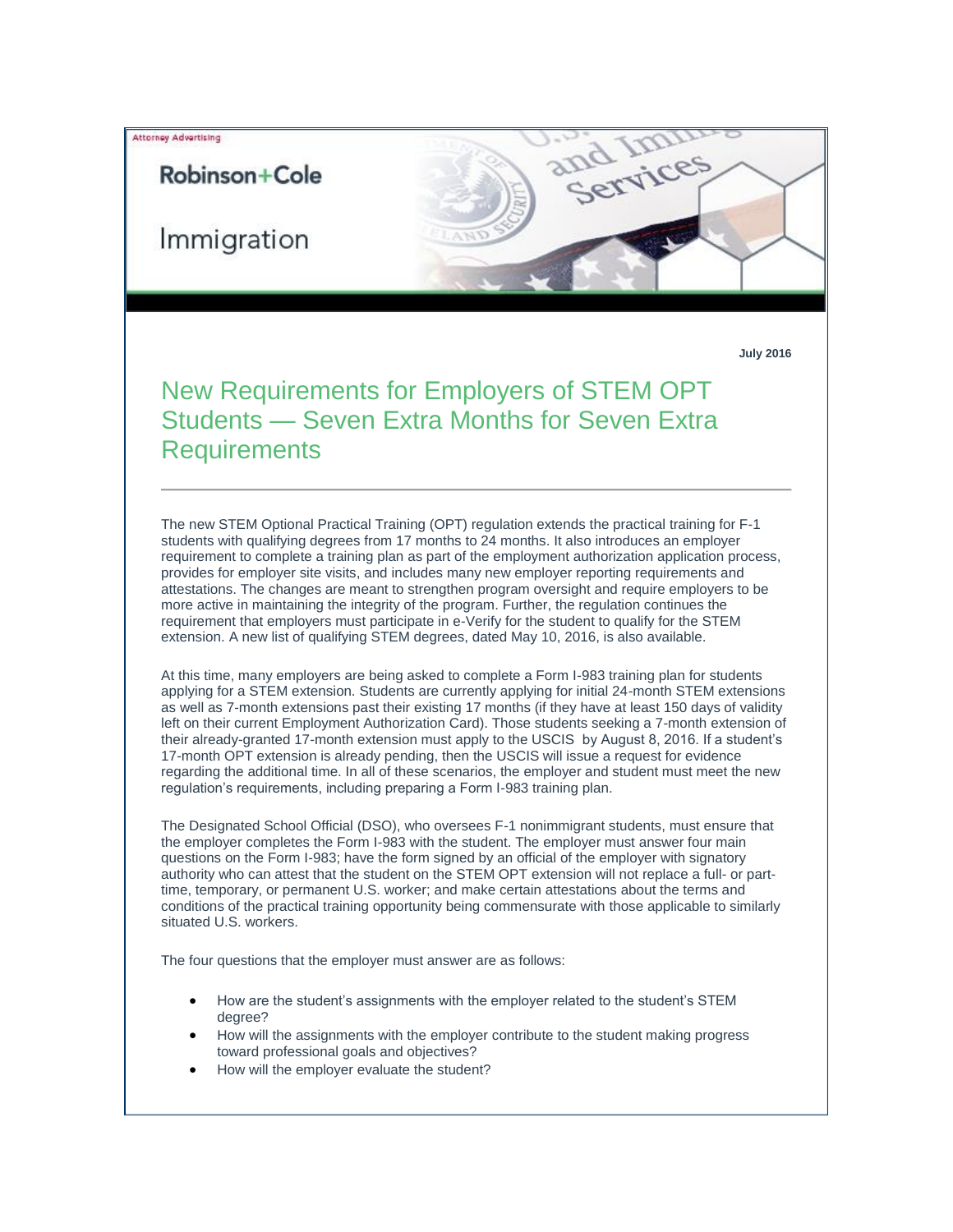Attorney Advertising

Robinson+Cole

Immigration

July 2016

# New Requirements for Employers of STEM OPT Students — Seven Extra Months for Seven Extra Requirements

The new STEM Optional Practical Training (OPT) regulation extends the practical training for F-1 students with qualifying degrees from 17 months to 24 months. It also introduces an employer requirement to complete a training plan as part of the employment authorization application process, provides for employer site visits, and includes many new employer reporting requirements and attestations. The changes are meant to strengthen program oversight and require employers to be more active in maintaining the integrity of the program. Further, the regulation continues the requirement that employers must participate in e-Verify for the student to qualify for the STEM extension. A new list of qualifying STEM degrees, dated May 10, 2016, is also available.

At this time, many employers are being asked to complete a Form I-983 training plan for students applying for a STEM extension. Students are currently applying for initial 24-month STEM extensions as well as 7-month extensions past their existing 17 months (if they have at least 150 days of validity left on their current Employment Authorization Card). Those students seeking a 7-month extension of their already-granted 17-month extension must apply to the USCIS by August 8, 2016. If a student's 17-month OPT extension is already pending, then the USCIS will issue a request for evidence regarding the additional time. In all of these scenarios, the employer and student must meet the new regulation's requirements, including preparing a Form I-983 training plan.

The Designated School Official (DSO), who oversees F-1 nonimmigrant students, must ensure that the employer completes the Form I-983 with the student. The employer must answer four main questions on the Form I-983; have the form signed by an official of the employer with signatory authority who can attest that the student on the STEM OPT extension will not replace a full- or part-time, temporary, or permanent U.S. worker; and make certain attestations about the terms and conditions of the practical training opportunity being commensurate with those applicable to similarly situated U.S. workers.

The four questions that the employer must answer are as follows:

- How are the student's assignments with the employer related to the student's STEM degree?
- How will the assignments with the employer contribute to the student making progress toward professional goals and objectives?
- How will the employer evaluate the student?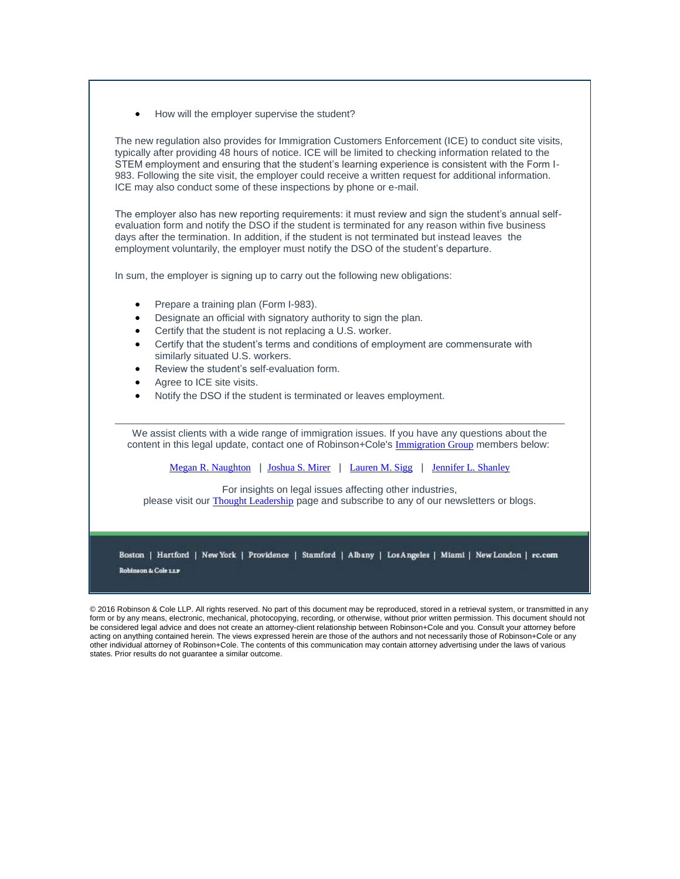- How will the employer supervise the student?

The new regulation also provides for Immigration Customers Enforcement (ICE) to conduct site visits, typically after providing 48 hours of notice. ICE will be limited to checking information related to the STEM employment and ensuring that the student's learning experience is consistent with the Form I-983. Following the site visit, the employer could receive a written request for additional information. ICE may also conduct some of these inspections by phone or e-mail.

The employer also has new reporting requirements: it must review and sign the student's annual self-evaluation form and notify the DSO if the student is terminated for any reason within five business days after the termination. In addition, if the student is not terminated but instead leaves the employment voluntarily, the employer must notify the DSO of the student's departure.

In sum, the employer is signing up to carry out the following new obligations:

- Prepare a training plan (Form I-983).
- Designate an official with signatory authority to sign the plan.
- Certify that the student is not replacing a U.S. worker.
- Certify that the student's terms and conditions of employment are commensurate with similarly situated U.S. workers.
- Review the student's self-evaluation form.
- Agree to ICE site visits.
- Notify the DSO if the student is terminated or leaves employment.

---

We assist clients with a wide range of immigration issues. If you have any questions about the content in this legal update, contact one of Robinson+Cole's Immigration Group members below:

Megan R. Naughton | Joshua S. Mirer | Lauren M. Sigg | Jennifer L. Shanley

For insights on legal issues affecting other industries, please visit our Thought Leadership page and subscribe to any of our newsletters or blogs.

Boston | Hartford | New York | Providence | Stamford | Albany | Los Angeles | Miami | New London | rc.com

Robinson & Cole LLP

© 2016 Robinson & Cole LLP. All rights reserved. No part of this document may be reproduced, stored in a retrieval system, or transmitted in any form or by any means, electronic, mechanical, photocopying, recording, or otherwise, without prior written permission. This document should not be considered legal advice and does not create an attorney-client relationship between Robinson+Cole and you. Consult your attorney before acting on anything contained herein. The views expressed herein are those of the authors and not necessarily those of Robinson+Cole or any other individual attorney of Robinson+Cole. The contents of this communication may contain attorney advertising under the laws of various states. Prior results do not guarantee a similar outcome.